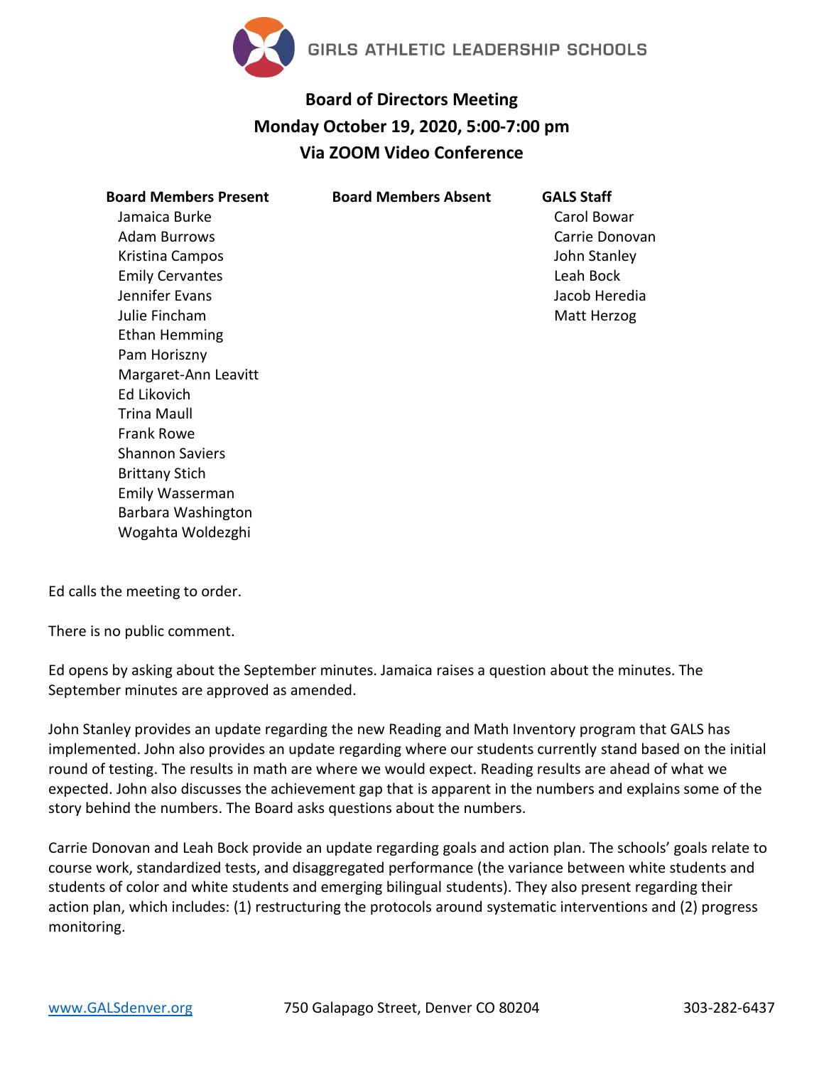GIRLS ATHLETIC LEADERSHIP SCHOOLS

# Board of Directors Meeting
## Monday October 19, 2020, 5:00-7:00 pm
## Via ZOOM Video Conference

| Board Members Present | Board Members Absent | GALS Staff |
| --- | --- | --- |
| Jamaica Burke | | Carol Bowar |
| Adam Burrows | | Carrie Donovan |
| Kristina Campos | | John Stanley |
| Emily Cervantes | | Leah Bock |
| Jennifer Evans | | Jacob Heredia |
| Julie Fincham | | Matt Herzog |
| Ethan Hemming | | |
| Pam Horiszny | | |
| Margaret-Ann Leavitt | | |
| Ed Likovich | | |
| Trina Maull | | |
| Frank Rowe | | |
| Shannon Saviers | | |
| Brittany Stich | | |
| Emily Wasserman | | |
| Barbara Washington | | |
| Wogahta Woldezghi | | |

Ed calls the meeting to order.

There is no public comment.

Ed opens by asking about the September minutes. Jamaica raises a question about the minutes. The September minutes are approved as amended.

John Stanley provides an update regarding the new Reading and Math Inventory program that GALS has implemented. John also provides an update regarding where our students currently stand based on the initial round of testing. The results in math are where we would expect. Reading results are ahead of what we expected. John also discusses the achievement gap that is apparent in the numbers and explains some of the story behind the numbers. The Board asks questions about the numbers.

Carrie Donovan and Leah Bock provide an update regarding goals and action plan. The schools' goals relate to course work, standardized tests, and disaggregated performance (the variance between white students and students of color and white students and emerging bilingual students). They also present regarding their action plan, which includes: (1) restructuring the protocols around systematic interventions and (2) progress monitoring.

www.GALSdenver.org 750 Galapago Street, Denver CO 80204 303-282-6437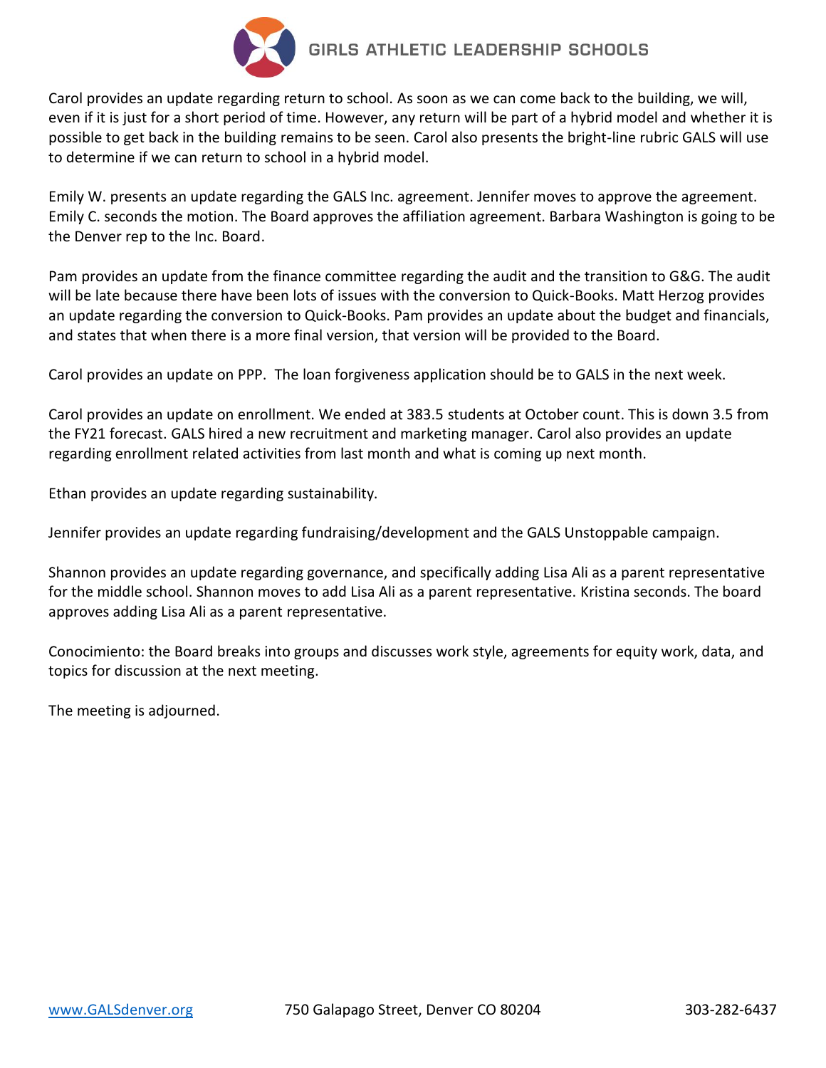Carol provides an update regarding return to school. As soon as we can come back to the building, we will, even if it is just for a short period of time. However, any return will be part of a hybrid model and whether it is possible to get back in the building remains to be seen. Carol also presents the bright-line rubric GALS will use to determine if we can return to school in a hybrid model.

Emily W. presents an update regarding the GALS Inc. agreement. Jennifer moves to approve the agreement. Emily C. seconds the motion. The Board approves the affiliation agreement. Barbara Washington is going to be the Denver rep to the Inc. Board.

Pam provides an update from the finance committee regarding the audit and the transition to G&G. The audit will be late because there have been lots of issues with the conversion to Quick-Books. Matt Herzog provides an update regarding the conversion to Quick-Books. Pam provides an update about the budget and financials, and states that when there is a more final version, that version will be provided to the Board.

Carol provides an update on PPP. The loan forgiveness application should be to GALS in the next week.

Carol provides an update on enrollment. We ended at 383.5 students at October count. This is down 3.5 from the FY21 forecast. GALS hired a new recruitment and marketing manager. Carol also provides an update regarding enrollment related activities from last month and what is coming up next month.

Ethan provides an update regarding sustainability.

Jennifer provides an update regarding fundraising/development and the GALS Unstoppable campaign.

Shannon provides an update regarding governance, and specifically adding Lisa Ali as a parent representative for the middle school. Shannon moves to add Lisa Ali as a parent representative. Kristina seconds. The board approves adding Lisa Ali as a parent representative.

Conocimiento: the Board breaks into groups and discusses work style, agreements for equity work, data, and topics for discussion at the next meeting.

The meeting is adjourned.